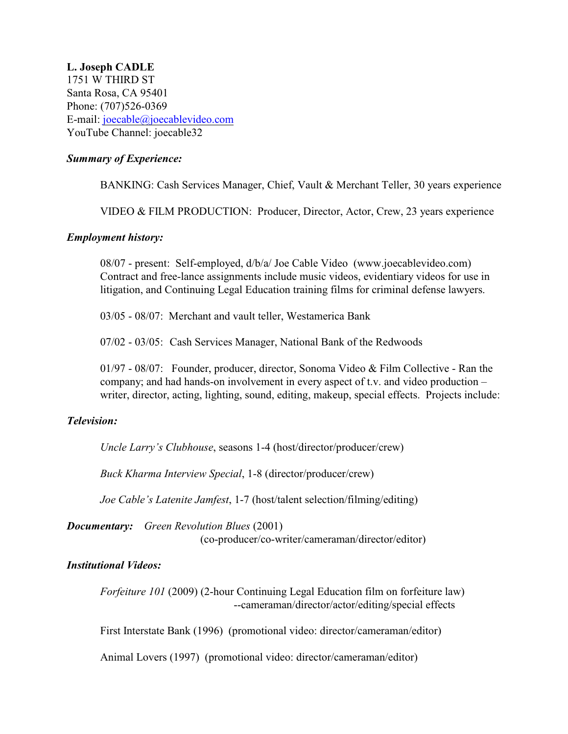**L. Joseph CADLE**
1751 W THIRD ST
Santa Rosa, CA 95401
Phone: (707)526-0369
E-mail: joecable@joecablevideo.com
YouTube Channel: joecable32

### *Summary of Experience:*

BANKING: Cash Services Manager, Chief, Vault & Merchant Teller, 30 years experience

VIDEO & FILM PRODUCTION: Producer, Director, Actor, Crew, 23 years experience

### *Employment history:*

08/07 - present: Self-employed, d/b/a/ Joe Cable Video (www.joecablevideo.com) Contract and free-lance assignments include music videos, evidentiary videos for use in litigation, and Continuing Legal Education training films for criminal defense lawyers.

03/05 - 08/07: Merchant and vault teller, Westamerica Bank

07/02 - 03/05: Cash Services Manager, National Bank of the Redwoods

01/97 - 08/07: Founder, producer, director, Sonoma Video & Film Collective - Ran the company; and had hands-on involvement in every aspect of t.v. and video production – writer, director, acting, lighting, sound, editing, makeup, special effects. Projects include:

### *Television:*

*Uncle Larry's Clubhouse*, seasons 1-4 (host/director/producer/crew)

*Buck Kharma Interview Special*, 1-8 (director/producer/crew)

*Joe Cable's Latenite Jamfest*, 1-7 (host/talent selection/filming/editing)

***Documentary:*** *Green Revolution Blues* (2001)
(co-producer/co-writer/cameraman/director/editor)

### *Institutional Videos:*

*Forfeiture 101* (2009) (2-hour Continuing Legal Education film on forfeiture law)
--cameraman/director/actor/editing/special effects

First Interstate Bank (1996) (promotional video: director/cameraman/editor)

Animal Lovers (1997) (promotional video: director/cameraman/editor)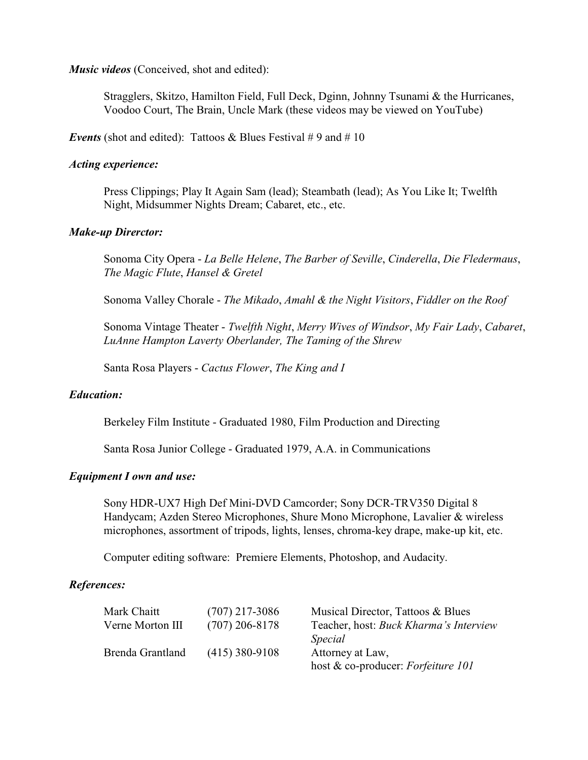***Music videos*** (Conceived, shot and edited):

Stragglers, Skitzo, Hamilton Field, Full Deck, Dginn, Johnny Tsunami & the Hurricanes, Voodoo Court, The Brain, Uncle Mark (these videos may be viewed on YouTube)

***Events*** (shot and edited): Tattoos & Blues Festival # 9 and # 10

***Acting experience:***

Press Clippings; Play It Again Sam (lead); Steambath (lead); As You Like It; Twelfth Night, Midsummer Nights Dream; Cabaret, etc., etc.

***Make-up Direrctor:***

Sonoma City Opera - *La Belle Helene*, *The Barber of Seville*, *Cinderella*, *Die Fledermaus*, *The Magic Flute*, *Hansel & Gretel*

Sonoma Valley Chorale - *The Mikado*, *Amahl & the Night Visitors*, *Fiddler on the Roof*

Sonoma Vintage Theater - *Twelfth Night*, *Merry Wives of Windsor*, *My Fair Lady*, *Cabaret*, *LuAnne Hampton Laverty Oberlander, The Taming of the Shrew*

Santa Rosa Players - *Cactus Flower*, *The King and I*

***Education:***

Berkeley Film Institute - Graduated 1980, Film Production and Directing

Santa Rosa Junior College - Graduated 1979, A.A. in Communications

***Equipment I own and use:***

Sony HDR-UX7 High Def Mini-DVD Camcorder; Sony DCR-TRV350 Digital 8 Handycam; Azden Stereo Microphones, Shure Mono Microphone, Lavalier & wireless microphones, assortment of tripods, lights, lenses, chroma-key drape, make-up kit, etc.

Computer editing software: Premiere Elements, Photoshop, and Audacity.

***References:***

| | | |
|---|---|---|
| Mark Chaitt | (707) 217-3086 | Musical Director, Tattoos & Blues |
| Verne Morton III | (707) 206-8178 | Teacher, host: *Buck Kharma's Interview Special* |
| Brenda Grantland | (415) 380-9108 | Attorney at Law, host & co-producer: *Forfeiture 101* |